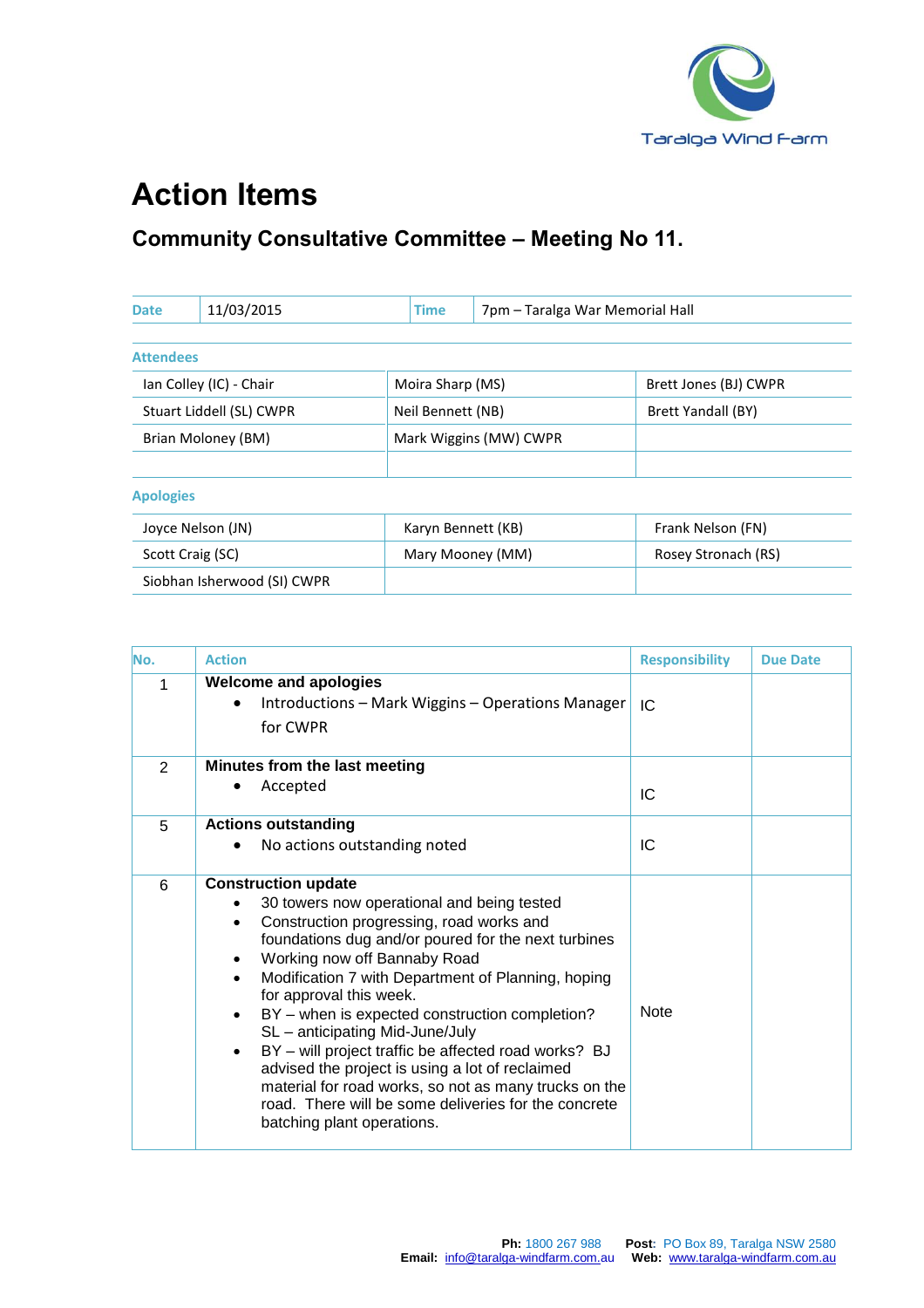Taralga Wind Farm

# Action Items

## Community Consultative Committee – Meeting No 11.

| Date | 11/03/2015 | Time | 7pm – Taralga War Memorial Hall |
|---|---|---|---|

**Attendees**

| | | |
|---|---|---|
| Ian Colley (IC) - Chair | Moira Sharp (MS) | Brett Jones (BJ) CWPR |
| Stuart Liddell (SL) CWPR | Neil Bennett (NB) | Brett Yandall (BY) |
| Brian Moloney (BM) | Mark Wiggins (MW) CWPR | |

**Apologies**

| | | |
|---|---|---|
| Joyce Nelson (JN) | Karyn Bennett (KB) | Frank Nelson (FN) |
| Scott Craig (SC) | Mary Mooney (MM) | Rosey Stronach (RS) |
| Siobhan Isherwood (SI) CWPR | | |

| No. | Action | Responsibility | Due Date |
|---|---|---|---|
| 1 | **Welcome and apologies**<br>• Introductions – Mark Wiggins – Operations Manager for CWPR | IC | |
| 2 | **Minutes from the last meeting**<br>• Accepted | IC | |
| 5 | **Actions outstanding**<br>• No actions outstanding noted | IC | |
| 6 | **Construction update**<br>• 30 towers now operational and being tested<br>• Construction progressing, road works and foundations dug and/or poured for the next turbines<br>• Working now off Bannaby Road<br>• Modification 7 with Department of Planning, hoping for approval this week.<br>• BY – when is expected construction completion? SL – anticipating Mid-June/July<br>• BY – will project traffic be affected road works? BJ advised the project is using a lot of reclaimed material for road works, so not as many trucks on the road. There will be some deliveries for the concrete batching plant operations. | Note | |

**Ph:** 1800 267 988 **Post**: PO Box 89, Taralga NSW 2580
**Email:** info@taralga-windfarm.com.au **Web:** www.taralga-windfarm.com.au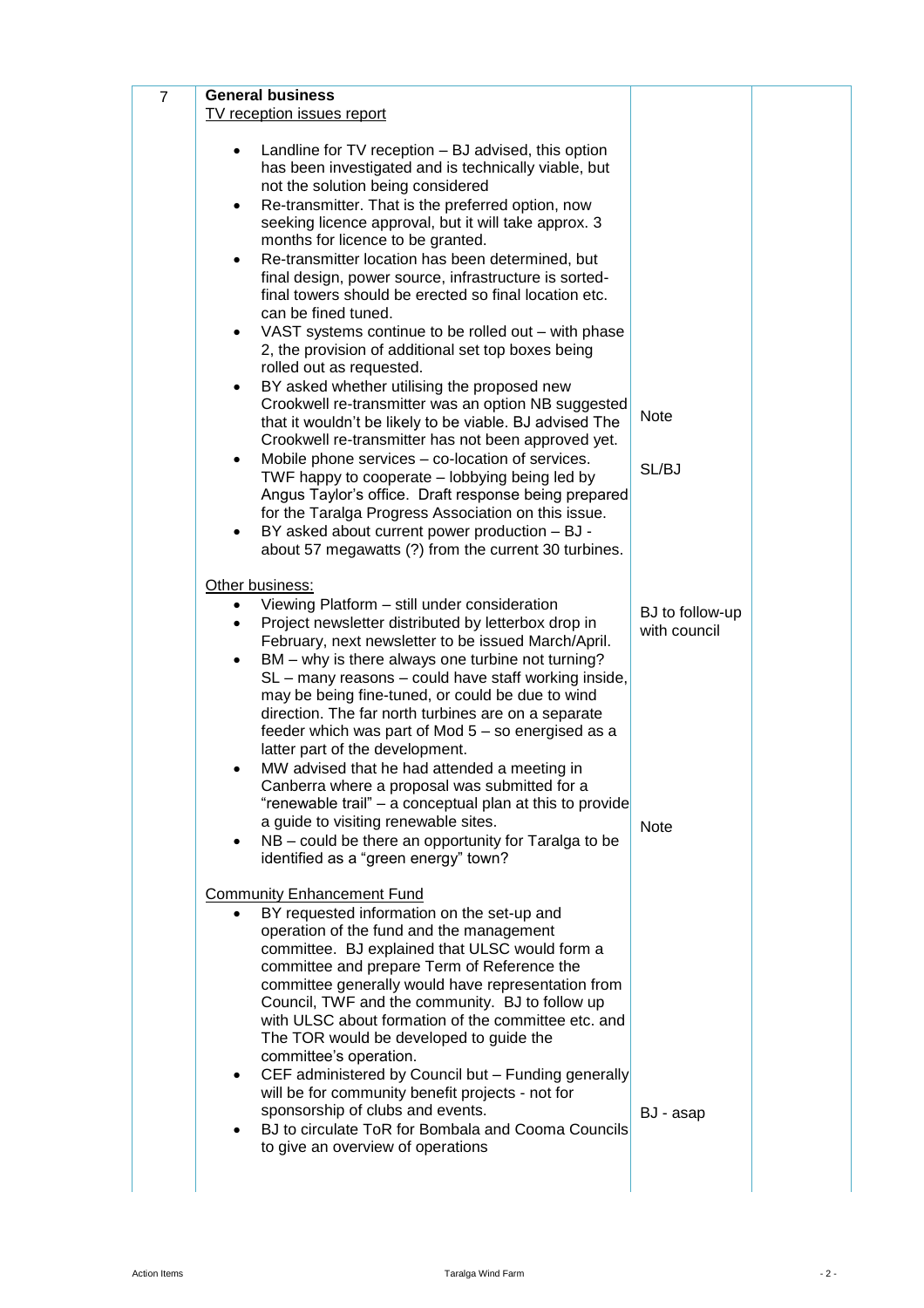| 7 | **General business**<br>TV reception issues report<br><br>• Landline for TV reception – BJ advised, this option has been investigated and is technically viable, but not the solution being considered<br>• Re-transmitter. That is the preferred option, now seeking licence approval, but it will take approx. 3 months for licence to be granted.<br>• Re-transmitter location has been determined, but final design, power source, infrastructure is sorted-final towers should be erected so final location etc. can be fined tuned.<br>• VAST systems continue to be rolled out – with phase 2, the provision of additional set top boxes being rolled out as requested.<br>• BY asked whether utilising the proposed new Crookwell re-transmitter was an option NB suggested that it wouldn't be likely to be viable. BJ advised The Crookwell re-transmitter has not been approved yet.<br>• Mobile phone services – co-location of services. TWF happy to cooperate – lobbying being led by Angus Taylor's office. Draft response being prepared for the Taralga Progress Association on this issue.<br>• BY asked about current power production – BJ - about 57 megawatts (?) from the current 30 turbines. | Note<br><br>SL/BJ | |
|---|---|---|---|
| | Other business:<br>• Viewing Platform – still under consideration<br>• Project newsletter distributed by letterbox drop in February, next newsletter to be issued March/April.<br>• BM – why is there always one turbine not turning? SL – many reasons – could have staff working inside, may be being fine-tuned, or could be due to wind direction. The far north turbines are on a separate feeder which was part of Mod 5 – so energised as a latter part of the development.<br>• MW advised that he had attended a meeting in Canberra where a proposal was submitted for a "renewable trail" – a conceptual plan at this to provide a guide to visiting renewable sites.<br>• NB – could be there an opportunity for Taralga to be identified as a "green energy" town? | BJ to follow-up with council<br><br>Note | |
| | Community Enhancement Fund<br>• BY requested information on the set-up and operation of the fund and the management committee. BJ explained that ULSC would form a committee and prepare Term of Reference the committee generally would have representation from Council, TWF and the community. BJ to follow up with ULSC about formation of the committee etc. and The TOR would be developed to guide the committee's operation.<br>• CEF administered by Council but – Funding generally will be for community benefit projects - not for sponsorship of clubs and events.<br>• BJ to circulate ToR for Bombala and Cooma Councils to give an overview of operations | BJ - asap | |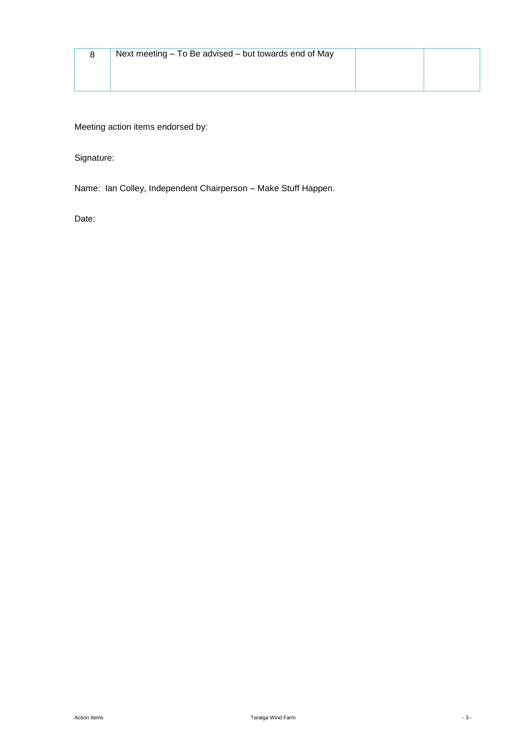| | | | |
|---|---|---|---|
| 8 | Next meeting – To Be advised – but towards end of May | | |

Meeting action items endorsed by:

Signature:

Name: Ian Colley, Independent Chairperson – Make Stuff Happen.

Date: